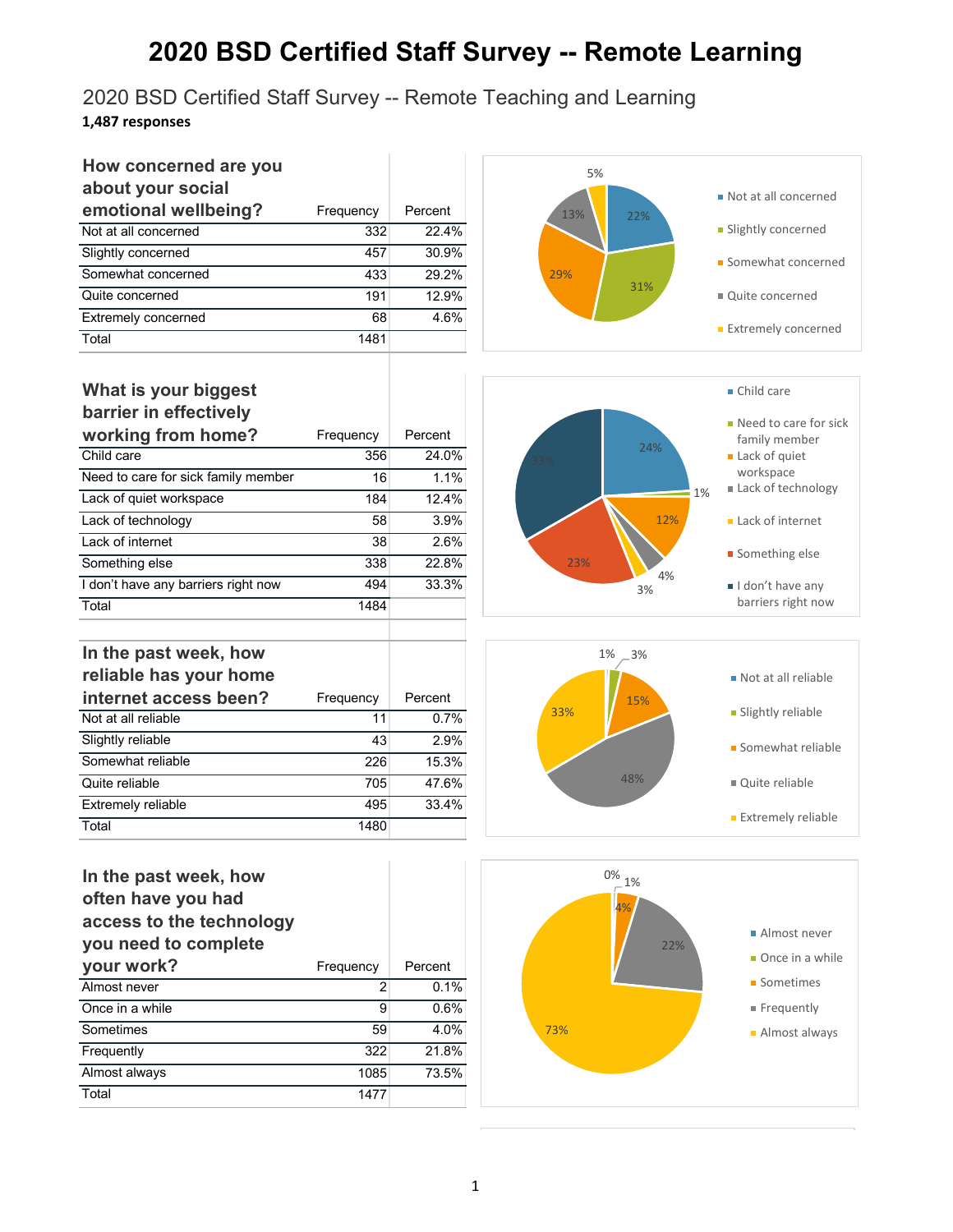# 2020 BSD Certified Staff Survey -- Remote Learning

## 2020 BSD Certified Staff Survey -- Remote Teaching and Learning

**1,487 responses**

| How concerned are you about your social emotional wellbeing? | Frequency | Percent |
|---|---|---|
| Not at all concerned | 332 | 22.4% |
| Slightly concerned | 457 | 30.9% |
| Somewhat concerned | 433 | 29.2% |
| Quite concerned | 191 | 12.9% |
| Extremely concerned | 68 | 4.6% |
| Total | 1481 | |

| What is your biggest barrier in effectively working from home? | Frequency | Percent |
|---|---|---|
| Child care | 356 | 24.0% |
| Need to care for sick family member | 16 | 1.1% |
| Lack of quiet workspace | 184 | 12.4% |
| Lack of technology | 58 | 3.9% |
| Lack of internet | 38 | 2.6% |
| Something else | 338 | 22.8% |
| I don't have any barriers right now | 494 | 33.3% |
| Total | 1484 | |

| In the past week, how reliable has your home internet access been? | Frequency | Percent |
|---|---|---|
| Not at all reliable | 11 | 0.7% |
| Slightly reliable | 43 | 2.9% |
| Somewhat reliable | 226 | 15.3% |
| Quite reliable | 705 | 47.6% |
| Extremely reliable | 495 | 33.4% |
| Total | 1480 | |

| In the past week, how often have you had access to the technology you need to complete your work? | Frequency | Percent |
|---|---|---|
| Almost never | 2 | 0.1% |
| Once in a while | 9 | 0.6% |
| Sometimes | 59 | 4.0% |
| Frequently | 322 | 21.8% |
| Almost always | 1085 | 73.5% |
| Total | 1477 | |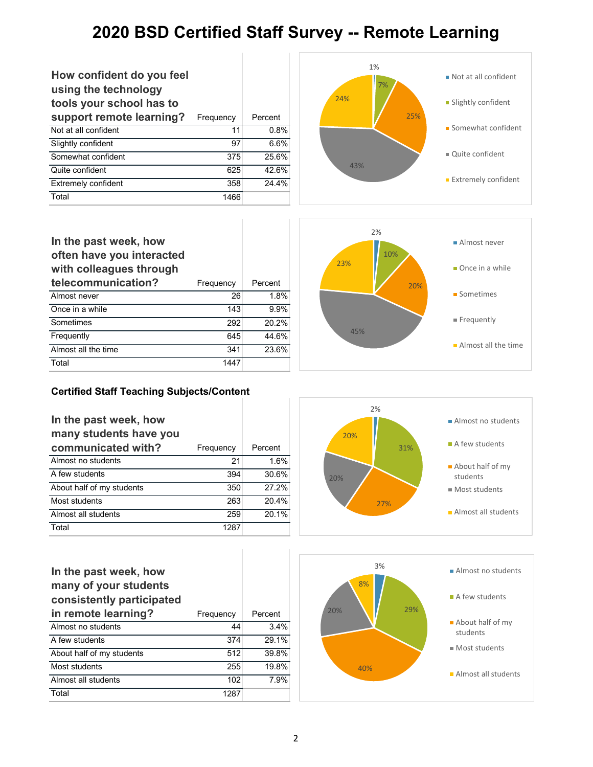# 2020 BSD Certified Staff Survey -- Remote Learning

| How confident do you feel using the technology tools your school has to support remote learning? | Frequency | Percent |
|---|---|---|
| Not at all confident | 11 | 0.8% |
| Slightly confident | 97 | 6.6% |
| Somewhat confident | 375 | 25.6% |
| Quite confident | 625 | 42.6% |
| Extremely confident | 358 | 24.4% |
| Total | 1466 | |

| In the past week, how often have you interacted with colleagues through telecommunication? | Frequency | Percent |
|---|---|---|
| Almost never | 26 | 1.8% |
| Once in a while | 143 | 9.9% |
| Sometimes | 292 | 20.2% |
| Frequently | 645 | 44.6% |
| Almost all the time | 341 | 23.6% |
| Total | 1447 | |

### Certified Staff Teaching Subjects/Content

| In the past week, how many students have you communicated with? | Frequency | Percent |
|---|---|---|
| Almost no students | 21 | 1.6% |
| A few students | 394 | 30.6% |
| About half of my students | 350 | 27.2% |
| Most students | 263 | 20.4% |
| Almost all students | 259 | 20.1% |
| Total | 1287 | |

| In the past week, how many of your students consistently participated in remote learning? | Frequency | Percent |
|---|---|---|
| Almost no students | 44 | 3.4% |
| A few students | 374 | 29.1% |
| About half of my students | 512 | 39.8% |
| Most students | 255 | 19.8% |
| Almost all students | 102 | 7.9% |
| Total | 1287 | |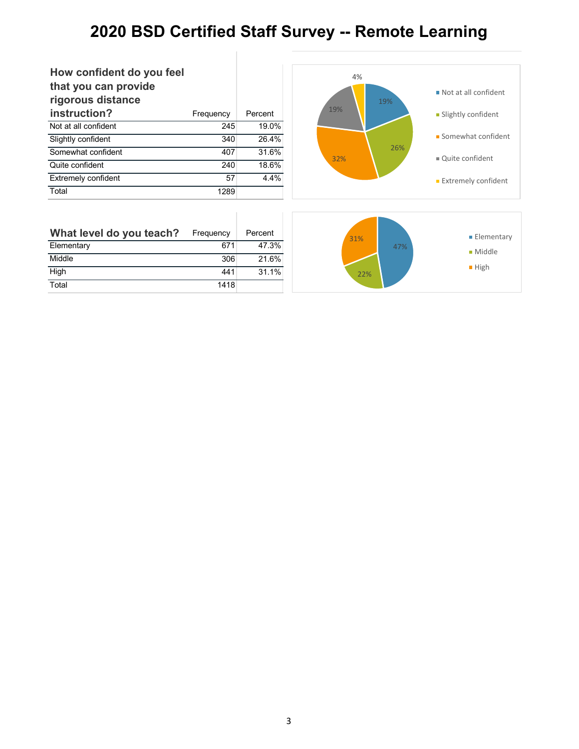# 2020 BSD Certified Staff Survey -- Remote Learning

| How confident do you feel that you can provide rigorous distance instruction? | Frequency | Percent |
|---|---|---|
| Not at all confident | 245 | 19.0% |
| Slightly confident | 340 | 26.4% |
| Somewhat confident | 407 | 31.6% |
| Quite confident | 240 | 18.6% |
| Extremely confident | 57 | 4.4% |
| Total | 1289 | |

4%
19%
19%
26%
32%

Not at all confident
Slightly confident
Somewhat confident
Quite confident
Extremely confident

| What level do you teach? | Frequency | Percent |
|---|---|---|
| Elementary | 671 | 47.3% |
| Middle | 306 | 21.6% |
| High | 441 | 31.1% |
| Total | 1418 | |

31%
47%
22%

Elementary
Middle
High